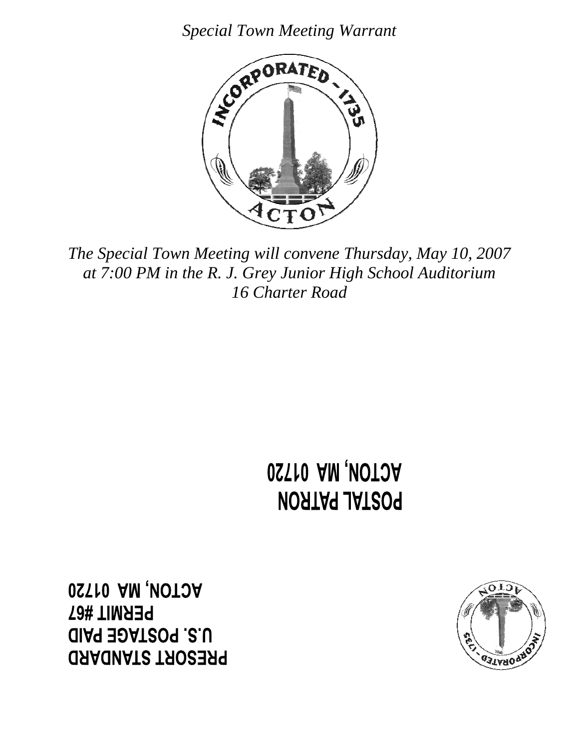*Special Town Meeting Warrant*

*The Special Town Meeting will convene Thursday, May 10, 2007 at 7:00 PM in the R. J. Grey Junior High School Auditorium 16 Charter Road*

**POSTAL PATRON**
**ACTON, MA 01720**

**PRESORT STANDARD**
**U.S. POSTAGE PAID**
**PERMIT #67**
**ACTON, MA 01720**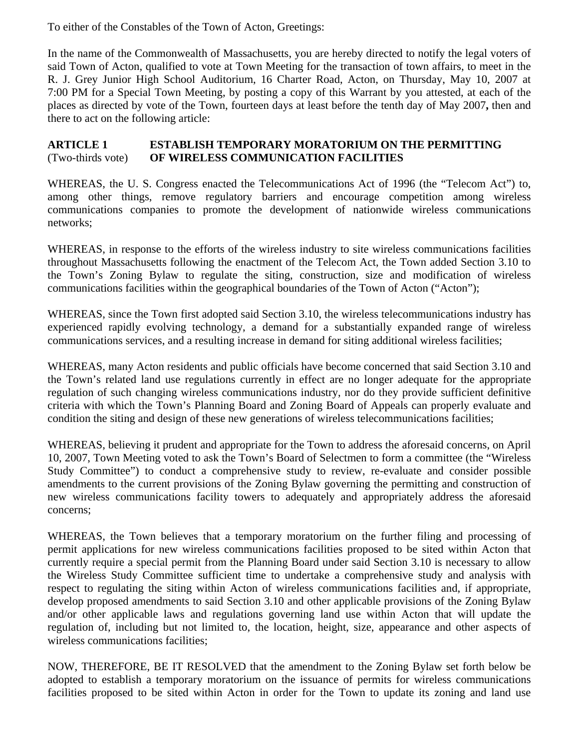To either of the Constables of the Town of Acton, Greetings:

In the name of the Commonwealth of Massachusetts, you are hereby directed to notify the legal voters of said Town of Acton, qualified to vote at Town Meeting for the transaction of town affairs, to meet in the R. J. Grey Junior High School Auditorium, 16 Charter Road, Acton, on Thursday, May 10, 2007 at 7:00 PM for a Special Town Meeting, by posting a copy of this Warrant by you attested, at each of the places as directed by vote of the Town, fourteen days at least before the tenth day of May 2007**,** then and there to act on the following article:

**ARTICLE 1** **ESTABLISH TEMPORARY MORATORIUM ON THE PERMITTING**
(Two-thirds vote) **OF WIRELESS COMMUNICATION FACILITIES**

WHEREAS, the U. S. Congress enacted the Telecommunications Act of 1996 (the "Telecom Act") to, among other things, remove regulatory barriers and encourage competition among wireless communications companies to promote the development of nationwide wireless communications networks;

WHEREAS, in response to the efforts of the wireless industry to site wireless communications facilities throughout Massachusetts following the enactment of the Telecom Act, the Town added Section 3.10 to the Town's Zoning Bylaw to regulate the siting, construction, size and modification of wireless communications facilities within the geographical boundaries of the Town of Acton ("Acton");

WHEREAS, since the Town first adopted said Section 3.10, the wireless telecommunications industry has experienced rapidly evolving technology, a demand for a substantially expanded range of wireless communications services, and a resulting increase in demand for siting additional wireless facilities;

WHEREAS, many Acton residents and public officials have become concerned that said Section 3.10 and the Town's related land use regulations currently in effect are no longer adequate for the appropriate regulation of such changing wireless communications industry, nor do they provide sufficient definitive criteria with which the Town's Planning Board and Zoning Board of Appeals can properly evaluate and condition the siting and design of these new generations of wireless telecommunications facilities;

WHEREAS, believing it prudent and appropriate for the Town to address the aforesaid concerns, on April 10, 2007, Town Meeting voted to ask the Town's Board of Selectmen to form a committee (the "Wireless Study Committee") to conduct a comprehensive study to review, re-evaluate and consider possible amendments to the current provisions of the Zoning Bylaw governing the permitting and construction of new wireless communications facility towers to adequately and appropriately address the aforesaid concerns;

WHEREAS, the Town believes that a temporary moratorium on the further filing and processing of permit applications for new wireless communications facilities proposed to be sited within Acton that currently require a special permit from the Planning Board under said Section 3.10 is necessary to allow the Wireless Study Committee sufficient time to undertake a comprehensive study and analysis with respect to regulating the siting within Acton of wireless communications facilities and, if appropriate, develop proposed amendments to said Section 3.10 and other applicable provisions of the Zoning Bylaw and/or other applicable laws and regulations governing land use within Acton that will update the regulation of, including but not limited to, the location, height, size, appearance and other aspects of wireless communications facilities;

NOW, THEREFORE, BE IT RESOLVED that the amendment to the Zoning Bylaw set forth below be adopted to establish a temporary moratorium on the issuance of permits for wireless communications facilities proposed to be sited within Acton in order for the Town to update its zoning and land use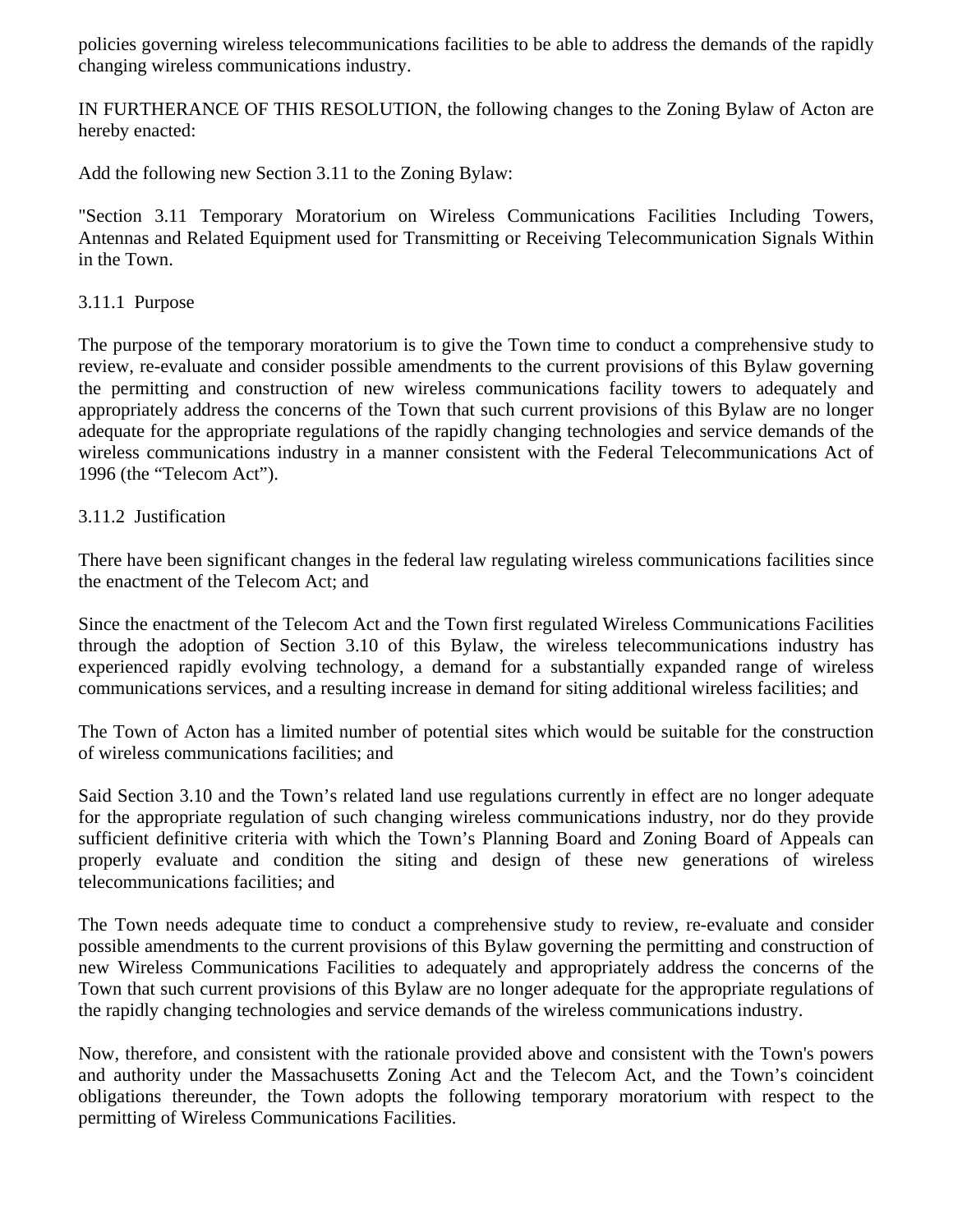policies governing wireless telecommunications facilities to be able to address the demands of the rapidly changing wireless communications industry.

IN FURTHERANCE OF THIS RESOLUTION, the following changes to the Zoning Bylaw of Acton are hereby enacted:

Add the following new Section 3.11 to the Zoning Bylaw:

"Section 3.11 Temporary Moratorium on Wireless Communications Facilities Including Towers, Antennas and Related Equipment used for Transmitting or Receiving Telecommunication Signals Within in the Town.

3.11.1 Purpose

The purpose of the temporary moratorium is to give the Town time to conduct a comprehensive study to review, re-evaluate and consider possible amendments to the current provisions of this Bylaw governing the permitting and construction of new wireless communications facility towers to adequately and appropriately address the concerns of the Town that such current provisions of this Bylaw are no longer adequate for the appropriate regulations of the rapidly changing technologies and service demands of the wireless communications industry in a manner consistent with the Federal Telecommunications Act of 1996 (the "Telecom Act").

3.11.2 Justification

There have been significant changes in the federal law regulating wireless communications facilities since the enactment of the Telecom Act; and

Since the enactment of the Telecom Act and the Town first regulated Wireless Communications Facilities through the adoption of Section 3.10 of this Bylaw, the wireless telecommunications industry has experienced rapidly evolving technology, a demand for a substantially expanded range of wireless communications services, and a resulting increase in demand for siting additional wireless facilities; and

The Town of Acton has a limited number of potential sites which would be suitable for the construction of wireless communications facilities; and

Said Section 3.10 and the Town's related land use regulations currently in effect are no longer adequate for the appropriate regulation of such changing wireless communications industry, nor do they provide sufficient definitive criteria with which the Town's Planning Board and Zoning Board of Appeals can properly evaluate and condition the siting and design of these new generations of wireless telecommunications facilities; and

The Town needs adequate time to conduct a comprehensive study to review, re-evaluate and consider possible amendments to the current provisions of this Bylaw governing the permitting and construction of new Wireless Communications Facilities to adequately and appropriately address the concerns of the Town that such current provisions of this Bylaw are no longer adequate for the appropriate regulations of the rapidly changing technologies and service demands of the wireless communications industry.

Now, therefore, and consistent with the rationale provided above and consistent with the Town's powers and authority under the Massachusetts Zoning Act and the Telecom Act, and the Town's coincident obligations thereunder, the Town adopts the following temporary moratorium with respect to the permitting of Wireless Communications Facilities.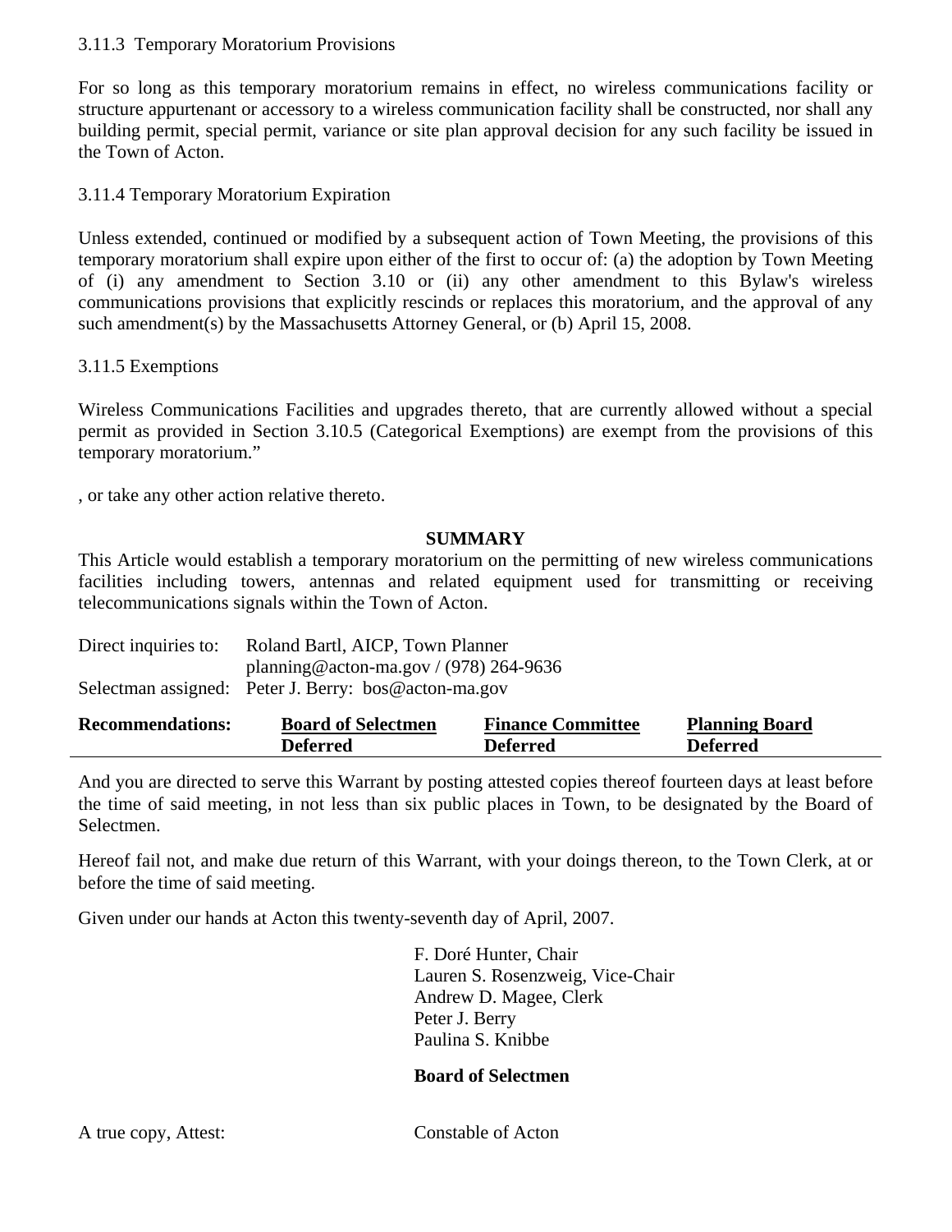3.11.3 Temporary Moratorium Provisions

For so long as this temporary moratorium remains in effect, no wireless communications facility or structure appurtenant or accessory to a wireless communication facility shall be constructed, nor shall any building permit, special permit, variance or site plan approval decision for any such facility be issued in the Town of Acton.

3.11.4 Temporary Moratorium Expiration

Unless extended, continued or modified by a subsequent action of Town Meeting, the provisions of this temporary moratorium shall expire upon either of the first to occur of: (a) the adoption by Town Meeting of (i) any amendment to Section 3.10 or (ii) any other amendment to this Bylaw's wireless communications provisions that explicitly rescinds or replaces this moratorium, and the approval of any such amendment(s) by the Massachusetts Attorney General, or (b) April 15, 2008.

3.11.5 Exemptions

Wireless Communications Facilities and upgrades thereto, that are currently allowed without a special permit as provided in Section 3.10.5 (Categorical Exemptions) are exempt from the provisions of this temporary moratorium."

, or take any other action relative thereto.

**SUMMARY**

This Article would establish a temporary moratorium on the permitting of new wireless communications facilities including towers, antennas and related equipment used for transmitting or receiving telecommunications signals within the Town of Acton.

Direct inquiries to: Roland Bartl, AICP, Town Planner
planning@acton-ma.gov / (978) 264-9636
Selectman assigned: Peter J. Berry: bos@acton-ma.gov

| **Recommendations:** | **Board of Selectmen** | **Finance Committee** | **Planning Board** |
|---|---|---|---|
| | **Deferred** | **Deferred** | **Deferred** |

And you are directed to serve this Warrant by posting attested copies thereof fourteen days at least before the time of said meeting, in not less than six public places in Town, to be designated by the Board of Selectmen.

Hereof fail not, and make due return of this Warrant, with your doings thereon, to the Town Clerk, at or before the time of said meeting.

Given under our hands at Acton this twenty-seventh day of April, 2007.

F. Doré Hunter, Chair
Lauren S. Rosenzweig, Vice-Chair
Andrew D. Magee, Clerk
Peter J. Berry
Paulina S. Knibbe

**Board of Selectmen**

A true copy, Attest: Constable of Acton